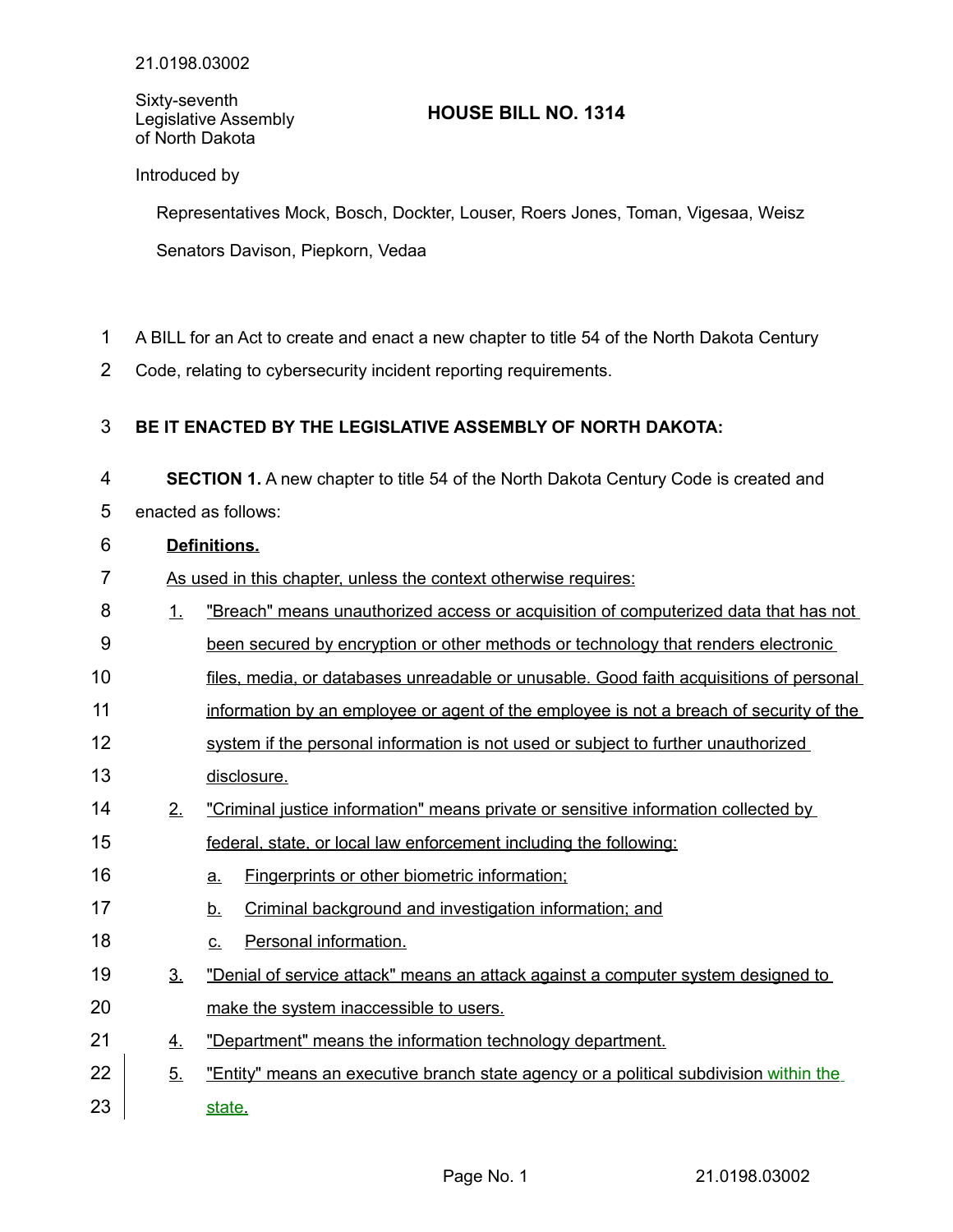21.0198.03002

Sixty-seventh Legislative Assembly of North Dakota

# HOUSE BILL NO. 1314

Introduced by

Representatives Mock, Bosch, Dockter, Louser, Roers Jones, Toman, Vigesaa, Weisz

Senators Davison, Piepkorn, Vedaa

A BILL for an Act to create and enact a new chapter to title 54 of the North Dakota Century Code, relating to cybersecurity incident reporting requirements.

**BE IT ENACTED BY THE LEGISLATIVE ASSEMBLY OF NORTH DAKOTA:**

**SECTION 1.** A new chapter to title 54 of the North Dakota Century Code is created and enacted as follows:

**Definitions.**

As used in this chapter, unless the context otherwise requires:

1. "Breach" means unauthorized access or acquisition of computerized data that has not been secured by encryption or other methods or technology that renders electronic files, media, or databases unreadable or unusable. Good faith acquisitions of personal information by an employee or agent of the employee is not a breach of security of the system if the personal information is not used or subject to further unauthorized disclosure.
2. "Criminal justice information" means private or sensitive information collected by federal, state, or local law enforcement including the following:
   a. Fingerprints or other biometric information;
   b. Criminal background and investigation information; and
   c. Personal information.
3. "Denial of service attack" means an attack against a computer system designed to make the system inaccessible to users.
4. "Department" means the information technology department.
5. "Entity" means an executive branch state agency or a political subdivision within the state.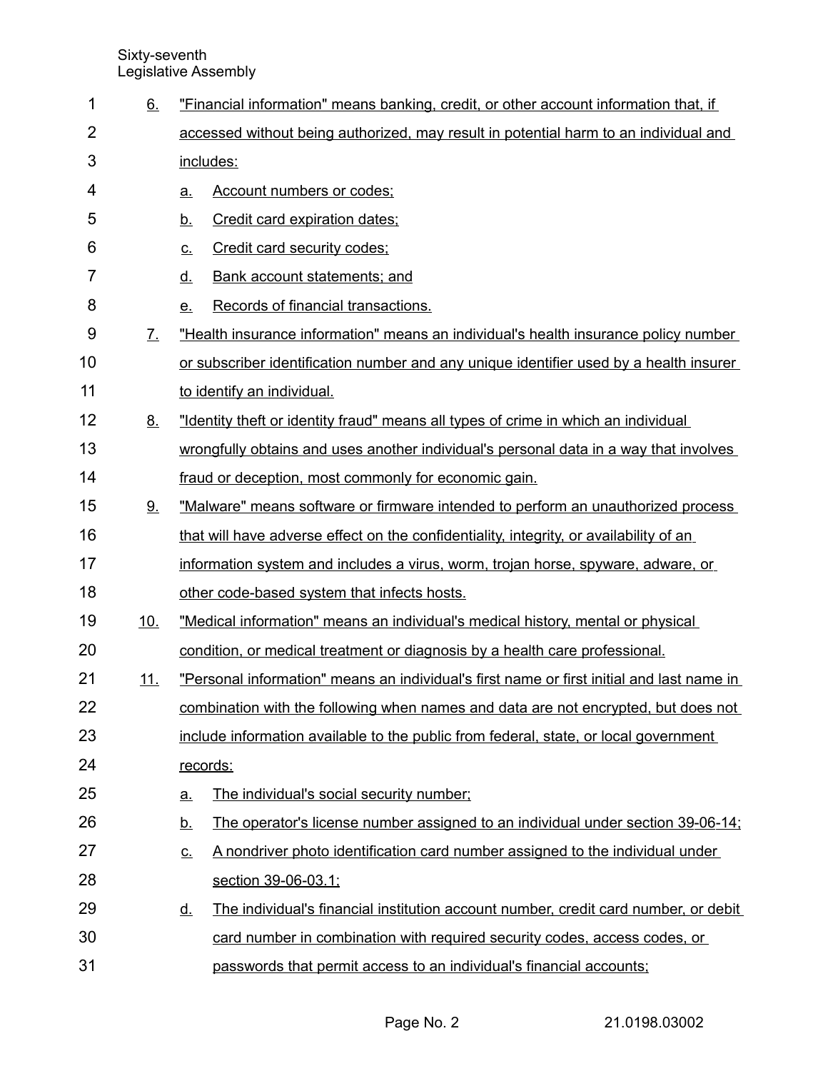6. "Financial information" means banking, credit, or other account information that, if accessed without being authorized, may result in potential harm to an individual and includes:
   a. Account numbers or codes;
   b. Credit card expiration dates;
   c. Credit card security codes;
   d. Bank account statements; and
   e. Records of financial transactions.
7. "Health insurance information" means an individual's health insurance policy number or subscriber identification number and any unique identifier used by a health insurer to identify an individual.
8. "Identity theft or identity fraud" means all types of crime in which an individual wrongfully obtains and uses another individual's personal data in a way that involves fraud or deception, most commonly for economic gain.
9. "Malware" means software or firmware intended to perform an unauthorized process that will have adverse effect on the confidentiality, integrity, or availability of an information system and includes a virus, worm, trojan horse, spyware, adware, or other code-based system that infects hosts.
10. "Medical information" means an individual's medical history, mental or physical condition, or medical treatment or diagnosis by a health care professional.
11. "Personal information" means an individual's first name or first initial and last name in combination with the following when names and data are not encrypted, but does not include information available to the public from federal, state, or local government records:
    a. The individual's social security number;
    b. The operator's license number assigned to an individual under section 39-06-14;
    c. A nondriver photo identification card number assigned to the individual under section 39-06-03.1;
    d. The individual's financial institution account number, credit card number, or debit card number in combination with required security codes, access codes, or passwords that permit access to an individual's financial accounts;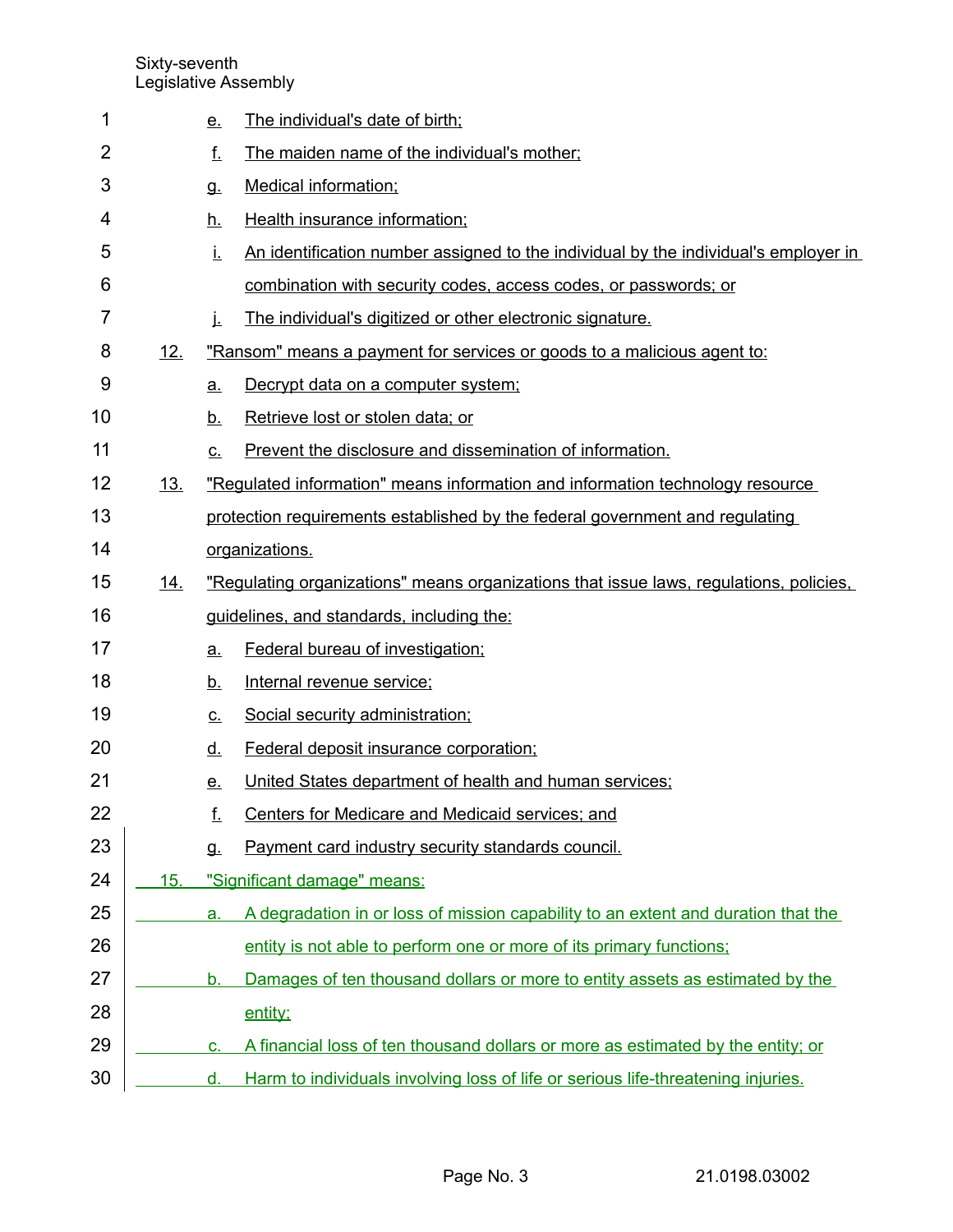e. The individual's date of birth;

f. The maiden name of the individual's mother;

g. Medical information;

h. Health insurance information;

i. An identification number assigned to the individual by the individual's employer in combination with security codes, access codes, or passwords; or

j. The individual's digitized or other electronic signature.

12. "Ransom" means a payment for services or goods to a malicious agent to:

a. Decrypt data on a computer system;

b. Retrieve lost or stolen data; or

c. Prevent the disclosure and dissemination of information.

13. "Regulated information" means information and information technology resource protection requirements established by the federal government and regulating organizations.

14. "Regulating organizations" means organizations that issue laws, regulations, policies, guidelines, and standards, including the:

a. Federal bureau of investigation;

b. Internal revenue service;

c. Social security administration;

d. Federal deposit insurance corporation;

e. United States department of health and human services;

f. Centers for Medicare and Medicaid services; and

g. Payment card industry security standards council.

15. "Significant damage" means:

a. A degradation in or loss of mission capability to an extent and duration that the entity is not able to perform one or more of its primary functions;

b. Damages of ten thousand dollars or more to entity assets as estimated by the entity;

c. A financial loss of ten thousand dollars or more as estimated by the entity; or

d. Harm to individuals involving loss of life or serious life-threatening injuries.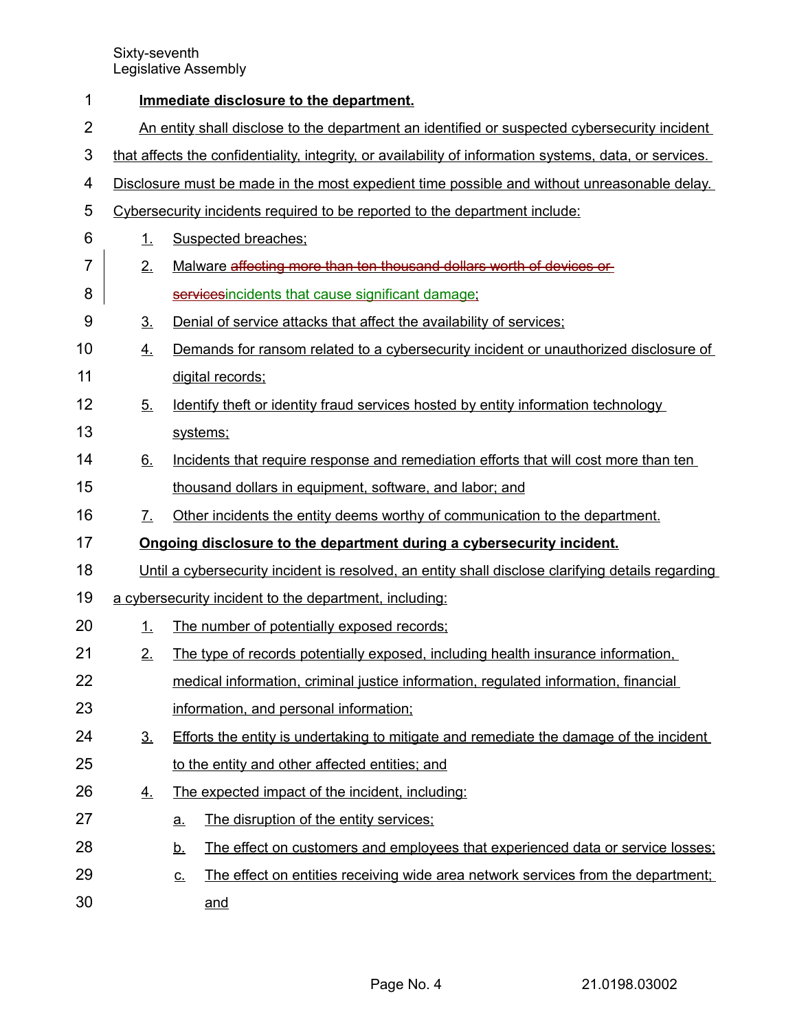**Immediate disclosure to the department.**

An entity shall disclose to the department an identified or suspected cybersecurity incident that affects the confidentiality, integrity, or availability of information systems, data, or services. Disclosure must be made in the most expedient time possible and without unreasonable delay. Cybersecurity incidents required to be reported to the department include:

1. Suspected breaches;
2. Malware ~~affecting more than ten thousand dollars worth of devices or services~~incidents that cause significant damage;
3. Denial of service attacks that affect the availability of services;
4. Demands for ransom related to a cybersecurity incident or unauthorized disclosure of digital records;
5. Identify theft or identity fraud services hosted by entity information technology systems;
6. Incidents that require response and remediation efforts that will cost more than ten thousand dollars in equipment, software, and labor; and
7. Other incidents the entity deems worthy of communication to the department.

**Ongoing disclosure to the department during a cybersecurity incident.**

Until a cybersecurity incident is resolved, an entity shall disclose clarifying details regarding a cybersecurity incident to the department, including:

1. The number of potentially exposed records;
2. The type of records potentially exposed, including health insurance information, medical information, criminal justice information, regulated information, financial information, and personal information;
3. Efforts the entity is undertaking to mitigate and remediate the damage of the incident to the entity and other affected entities; and
4. The expected impact of the incident, including:
   a. The disruption of the entity services;
   b. The effect on customers and employees that experienced data or service losses;
   c. The effect on entities receiving wide area network services from the department; and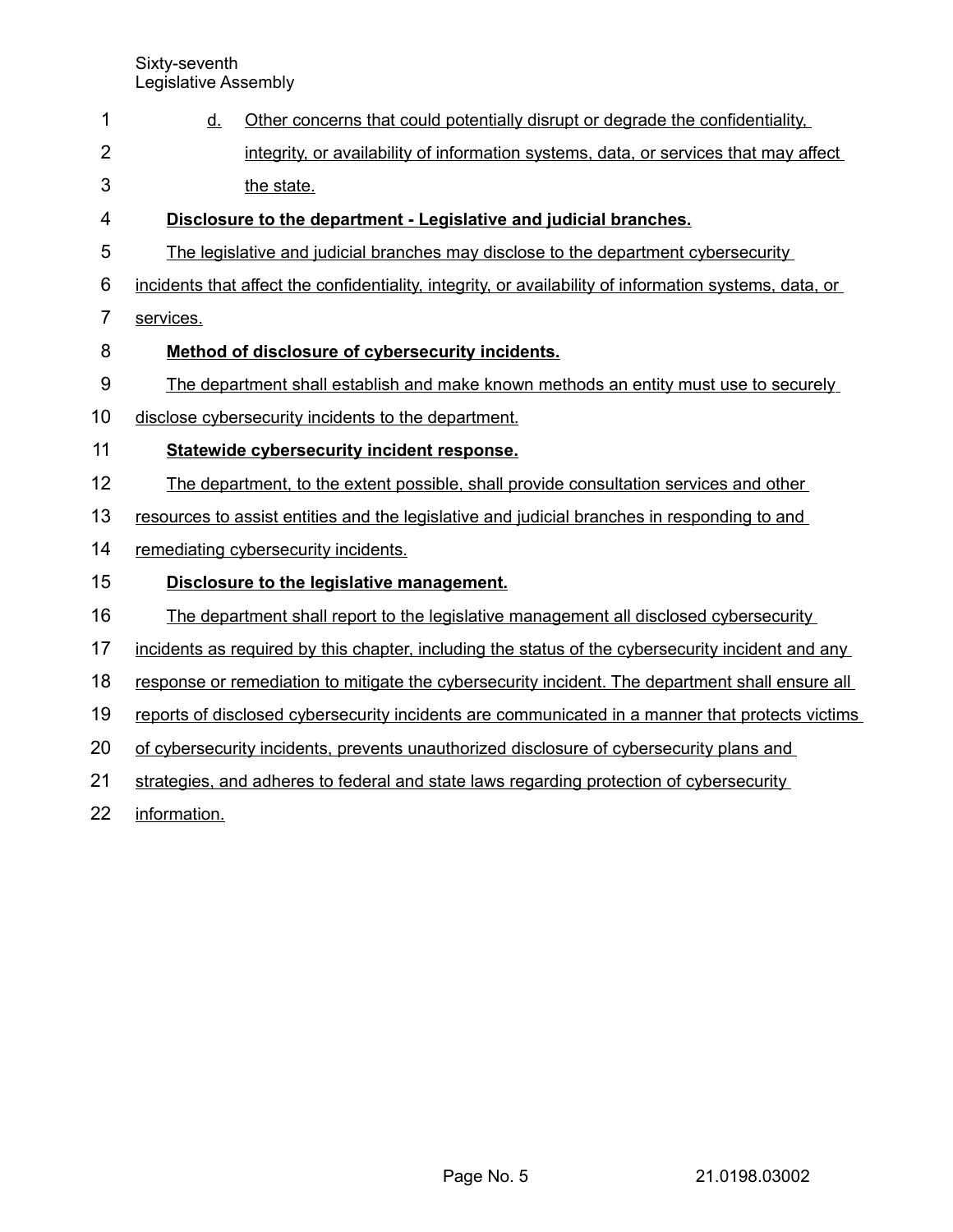d. Other concerns that could potentially disrupt or degrade the confidentiality, integrity, or availability of information systems, data, or services that may affect the state.

**Disclosure to the department - Legislative and judicial branches.**

The legislative and judicial branches may disclose to the department cybersecurity incidents that affect the confidentiality, integrity, or availability of information systems, data, or services.

**Method of disclosure of cybersecurity incidents.**

The department shall establish and make known methods an entity must use to securely disclose cybersecurity incidents to the department.

**Statewide cybersecurity incident response.**

The department, to the extent possible, shall provide consultation services and other resources to assist entities and the legislative and judicial branches in responding to and remediating cybersecurity incidents.

**Disclosure to the legislative management.**

The department shall report to the legislative management all disclosed cybersecurity incidents as required by this chapter, including the status of the cybersecurity incident and any response or remediation to mitigate the cybersecurity incident. The department shall ensure all reports of disclosed cybersecurity incidents are communicated in a manner that protects victims of cybersecurity incidents, prevents unauthorized disclosure of cybersecurity plans and strategies, and adheres to federal and state laws regarding protection of cybersecurity information.